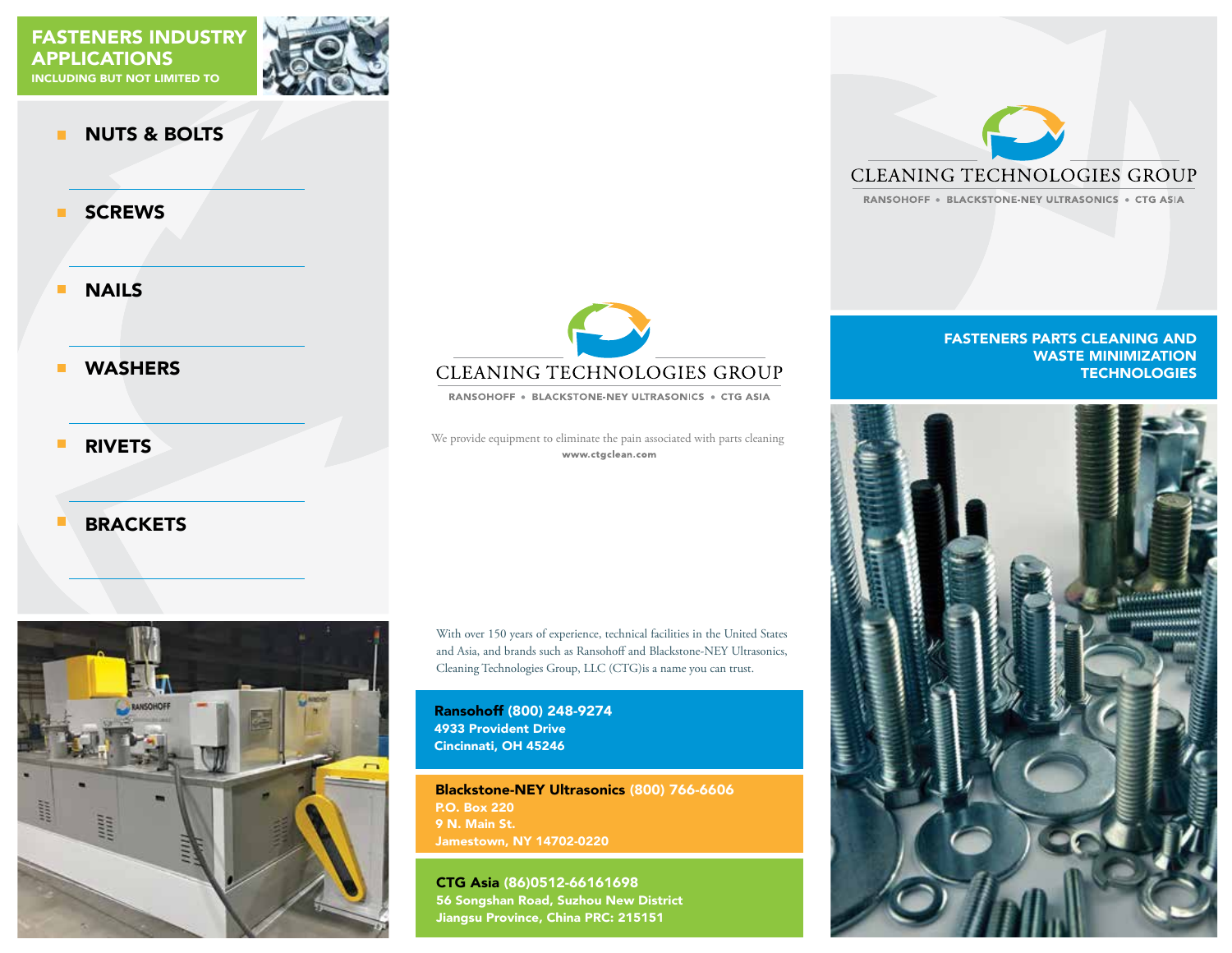# FASTENERS INDUSTRY APPLICATIONS

INCLUDING BUT NOT LIMITED TO

- NUTS & BOLTS
- SCREWS
- NAILS
- WASHERS
- RIVETS
- BRACKETS

CLEANING TECHNOLOGIES GROUP

RANSOHOFF • BLACKSTONE-NEY ULTRASONICS • CTG ASIA

We provide equipment to eliminate the pain associated with parts cleaning

**www.ctgclean.com**

With over 150 years of experience, technical facilities in the United States and Asia, and brands such as Ransohoff and Blackstone-NEY Ultrasonics, Cleaning Technologies Group, LLC (CTG)is a name you can trust.

**Ransohoff** (800) 248-9274
4933 Provident Drive
Cincinnati, OH 45246

**Blackstone-NEY Ultrasonics** (800) 766-6606
P.O. Box 220
9 N. Main St.
Jamestown, NY 14702-0220

**CTG Asia** (86)0512-66161698
56 Songshan Road, Suzhou New District
Jiangsu Province, China PRC: 215151

CLEANING TECHNOLOGIES GROUP

RANSOHOFF • BLACKSTONE-NEY ULTRASONICS • CTG ASIA

## FASTENERS PARTS CLEANING AND WASTE MINIMIZATION TECHNOLOGIES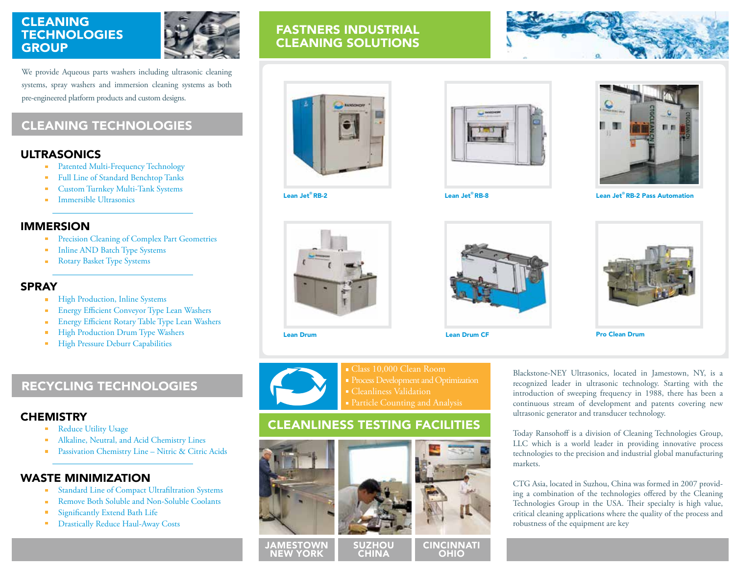# CLEANING TECHNOLOGIES GROUP

We provide Aqueous parts washers including ultrasonic cleaning systems, spray washers and immersion cleaning systems as both pre-engineered platform products and custom designs.

## CLEANING TECHNOLOGIES

### ULTRASONICS

- Patented Multi-Frequency Technology
- Full Line of Standard Benchtop Tanks
- Custom Turnkey Multi-Tank Systems
- Immersible Ultrasonics

### IMMERSION

- Precision Cleaning of Complex Part Geometries
- Inline AND Batch Type Systems
- Rotary Basket Type Systems

### SPRAY

- High Production, Inline Systems
- Energy Efficient Conveyor Type Lean Washers
- Energy Efficient Rotary Table Type Lean Washers
- High Production Drum Type Washers
- High Pressure Deburr Capabilities

## RECYCLING TECHNOLOGIES

### CHEMISTRY

- Reduce Utility Usage
- Alkaline, Neutral, and Acid Chemistry Lines
- Passivation Chemistry Line – Nitric & Citric Acids

### WASTE MINIMIZATION

- Standard Line of Compact Ultrafiltration Systems
- Remove Both Soluble and Non-Soluble Coolants
- Significantly Extend Bath Life
- Drastically Reduce Haul-Away Costs

# FASTNERS INDUSTRIAL CLEANING SOLUTIONS

Lean Jet® RB-2

Lean Jet® RB-8

Lean Jet® RB-2 Pass Automation

Lean Drum

Lean Drum CF

Pro Clean Drum

- Class 10,000 Clean Room
- Process Development and Optimization
- Cleanliness Validation
- Particle Counting and Analysis

## CLEANLINESS TESTING FACILITIES

JAMESTOWN NEW YORK

SUZHOU CHINA

CINCINNATI OHIO

Blackstone-NEY Ultrasonics, located in Jamestown, NY, is a recognized leader in ultrasonic technology. Starting with the introduction of sweeping frequency in 1988, there has been a continuous stream of development and patents covering new ultrasonic generator and transducer technology.

Today Ransohoff is a division of Cleaning Technologies Group, LLC which is a world leader in providing innovative process technologies to the precision and industrial global manufacturing markets.

CTG Asia, located in Suzhou, China was formed in 2007 providing a combination of the technologies offered by the Cleaning Technologies Group in the USA. Their specialty is high value, critical cleaning applications where the quality of the process and robustness of the equipment are key